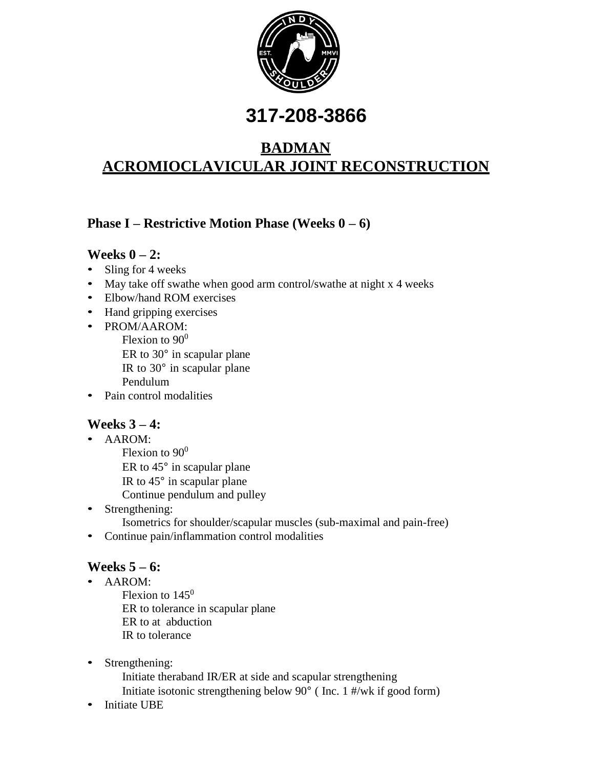# 317-208-3866

## BADMAN
## ACROMIOCLAVICULAR JOINT RECONSTRUCTION

### Phase I – Restrictive Motion Phase (Weeks 0 – 6)

#### Weeks 0 – 2:

- Sling for 4 weeks
- May take off swathe when good arm control/swathe at night x 4 weeks
- Elbow/hand ROM exercises
- Hand gripping exercises
- PROM/AAROM:
  - Flexion to $90^0$
  - ER to 30° in scapular plane
  - IR to 30° in scapular plane
  - Pendulum
- Pain control modalities

#### Weeks 3 – 4:

- AAROM:
  - Flexion to $90^0$
  - ER to 45° in scapular plane
  - IR to 45° in scapular plane
  - Continue pendulum and pulley
- Strengthening:
  - Isometrics for shoulder/scapular muscles (sub-maximal and pain-free)
- Continue pain/inflammation control modalities

#### Weeks 5 – 6:

- AAROM:
  - Flexion to $145^0$
  - ER to tolerance in scapular plane
  - ER to at abduction
  - IR to tolerance
- Strengthening:
  - Initiate theraband IR/ER at side and scapular strengthening
  - Initiate isotonic strengthening below 90° ( Inc. 1 #/wk if good form)
- Initiate UBE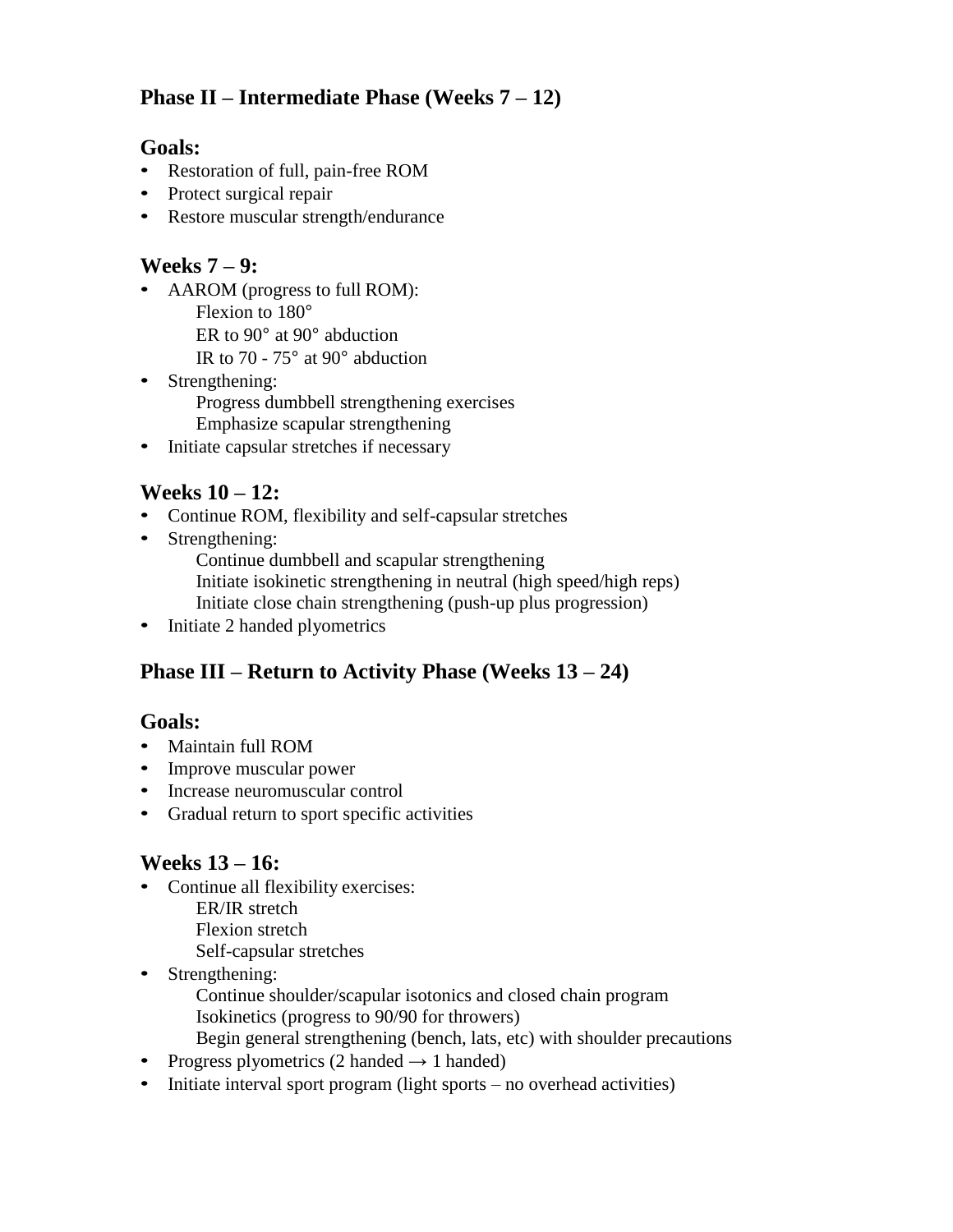## Phase II – Intermediate Phase (Weeks 7 – 12)

### Goals:

- Restoration of full, pain-free ROM
- Protect surgical repair
- Restore muscular strength/endurance

### Weeks 7 – 9:

- AAROM (progress to full ROM):
  - Flexion to 180°
  - ER to 90° at 90° abduction
  - IR to 70 - 75° at 90° abduction
- Strengthening:
  - Progress dumbbell strengthening exercises
  - Emphasize scapular strengthening
- Initiate capsular stretches if necessary

### Weeks 10 – 12:

- Continue ROM, flexibility and self-capsular stretches
- Strengthening:
  - Continue dumbbell and scapular strengthening
  - Initiate isokinetic strengthening in neutral (high speed/high reps)
  - Initiate close chain strengthening (push-up plus progression)
- Initiate 2 handed plyometrics

## Phase III – Return to Activity Phase (Weeks 13 – 24)

### Goals:

- Maintain full ROM
- Improve muscular power
- Increase neuromuscular control
- Gradual return to sport specific activities

### Weeks 13 – 16:

- Continue all flexibility exercises:
  - ER/IR stretch
  - Flexion stretch
  - Self-capsular stretches
- Strengthening:
  - Continue shoulder/scapular isotonics and closed chain program
  - Isokinetics (progress to 90/90 for throwers)
  - Begin general strengthening (bench, lats, etc) with shoulder precautions
- Progress plyometrics (2 handed → 1 handed)
- Initiate interval sport program (light sports – no overhead activities)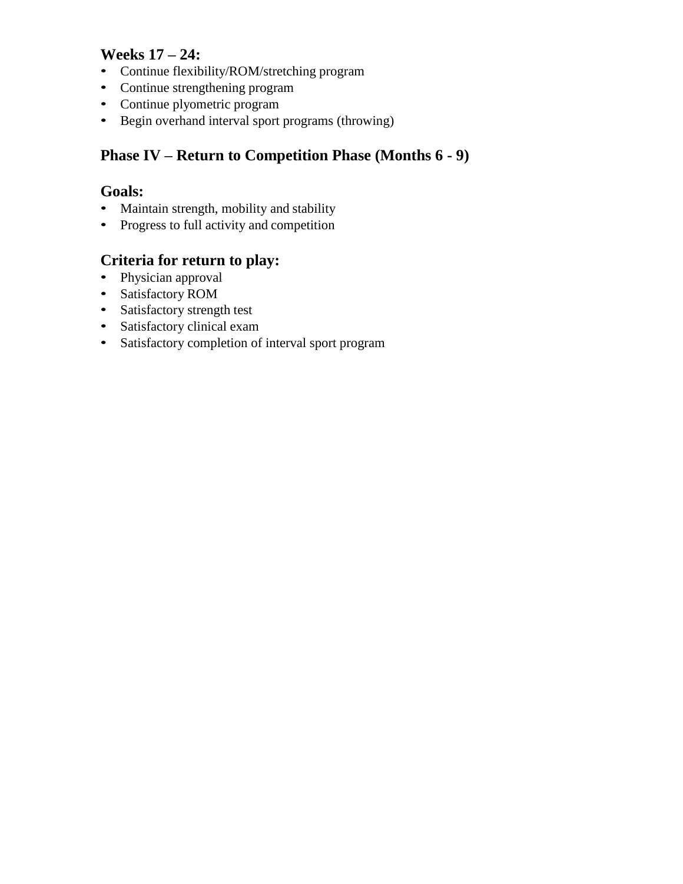**Weeks 17 – 24:**

- Continue flexibility/ROM/stretching program
- Continue strengthening program
- Continue plyometric program
- Begin overhand interval sport programs (throwing)

## Phase IV – Return to Competition Phase (Months 6 - 9)

### Goals:

- Maintain strength, mobility and stability
- Progress to full activity and competition

### Criteria for return to play:

- Physician approval
- Satisfactory ROM
- Satisfactory strength test
- Satisfactory clinical exam
- Satisfactory completion of interval sport program